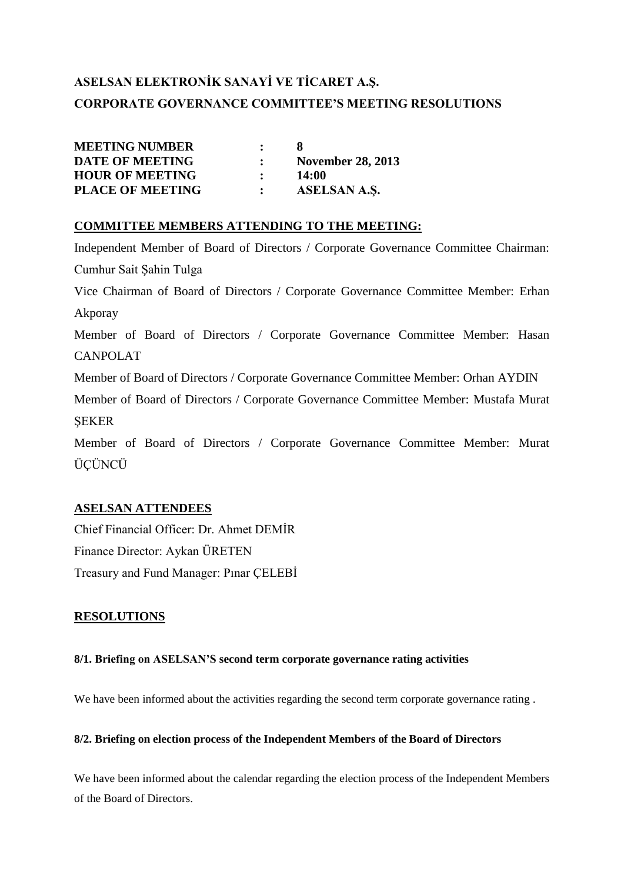# ASELSAN ELEKTRONİK SANAYİ VE TİCARET A.Ş.
## CORPORATE GOVERNANCE COMMITTEE'S MEETING RESOLUTIONS

| | | |
|---|---|---|
| **MEETING NUMBER** | **:** | **8** |
| **DATE OF MEETING** | **:** | **November 28, 2013** |
| **HOUR OF MEETING** | **:** | **14:00** |
| **PLACE OF MEETING** | **:** | **ASELSAN A.Ş.** |

### COMMITTEE MEMBERS ATTENDING TO THE MEETING:

Independent Member of Board of Directors / Corporate Governance Committee Chairman: Cumhur Sait Şahin Tulga

Vice Chairman of Board of Directors / Corporate Governance Committee Member: Erhan Akporay

Member of Board of Directors / Corporate Governance Committee Member: Hasan CANPOLAT

Member of Board of Directors / Corporate Governance Committee Member: Orhan AYDIN

Member of Board of Directors / Corporate Governance Committee Member: Mustafa Murat ŞEKER

Member of Board of Directors / Corporate Governance Committee Member: Murat ÜÇÜNCÜ

### ASELSAN ATTENDEES

Chief Financial Officer: Dr. Ahmet DEMİR

Finance Director: Aykan ÜRETEN

Treasury and Fund Manager: Pınar ÇELEBİ

### RESOLUTIONS

**8/1. Briefing on ASELSAN'S second term corporate governance rating activities**

We have been informed about the activities regarding the second term corporate governance rating .

**8/2. Briefing on election process of the Independent Members of the Board of Directors**

We have been informed about the calendar regarding the election process of the Independent Members of the Board of Directors.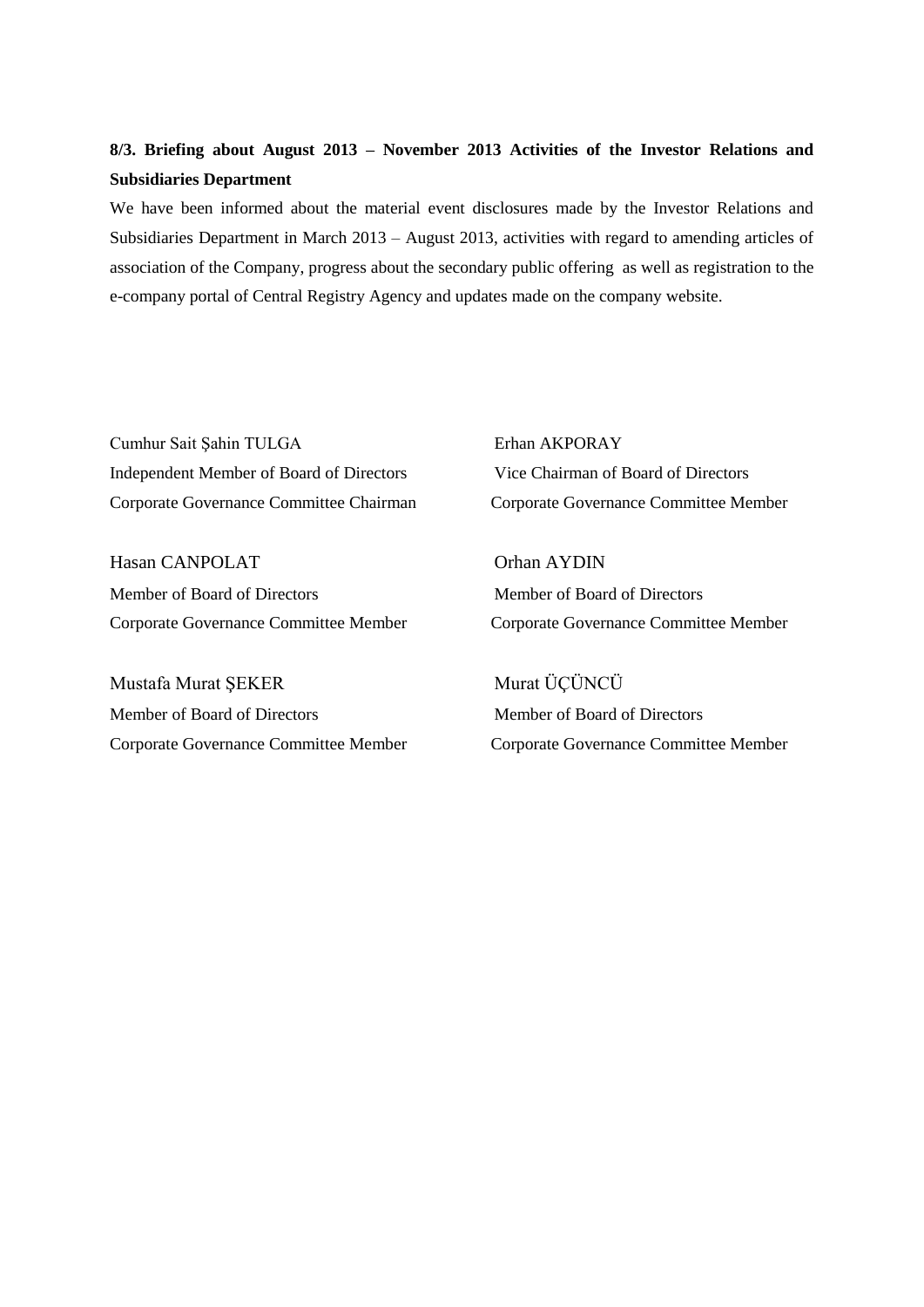**8/3. Briefing about August 2013 – November 2013 Activities of the Investor Relations and Subsidiaries Department**

We have been informed about the material event disclosures made by the Investor Relations and Subsidiaries Department in March 2013 – August 2013, activities with regard to amending articles of association of the Company, progress about the secondary public offering as well as registration to the e-company portal of Central Registry Agency and updates made on the company website.

Cumhur Sait Şahin TULGA
Independent Member of Board of Directors
Corporate Governance Committee Chairman

Erhan AKPORAY
Vice Chairman of Board of Directors
Corporate Governance Committee Member

Hasan CANPOLAT
Member of Board of Directors
Corporate Governance Committee Member

Orhan AYDIN
Member of Board of Directors
Corporate Governance Committee Member

Mustafa Murat ŞEKER
Member of Board of Directors
Corporate Governance Committee Member

Murat ÜÇÜNCÜ
Member of Board of Directors
Corporate Governance Committee Member